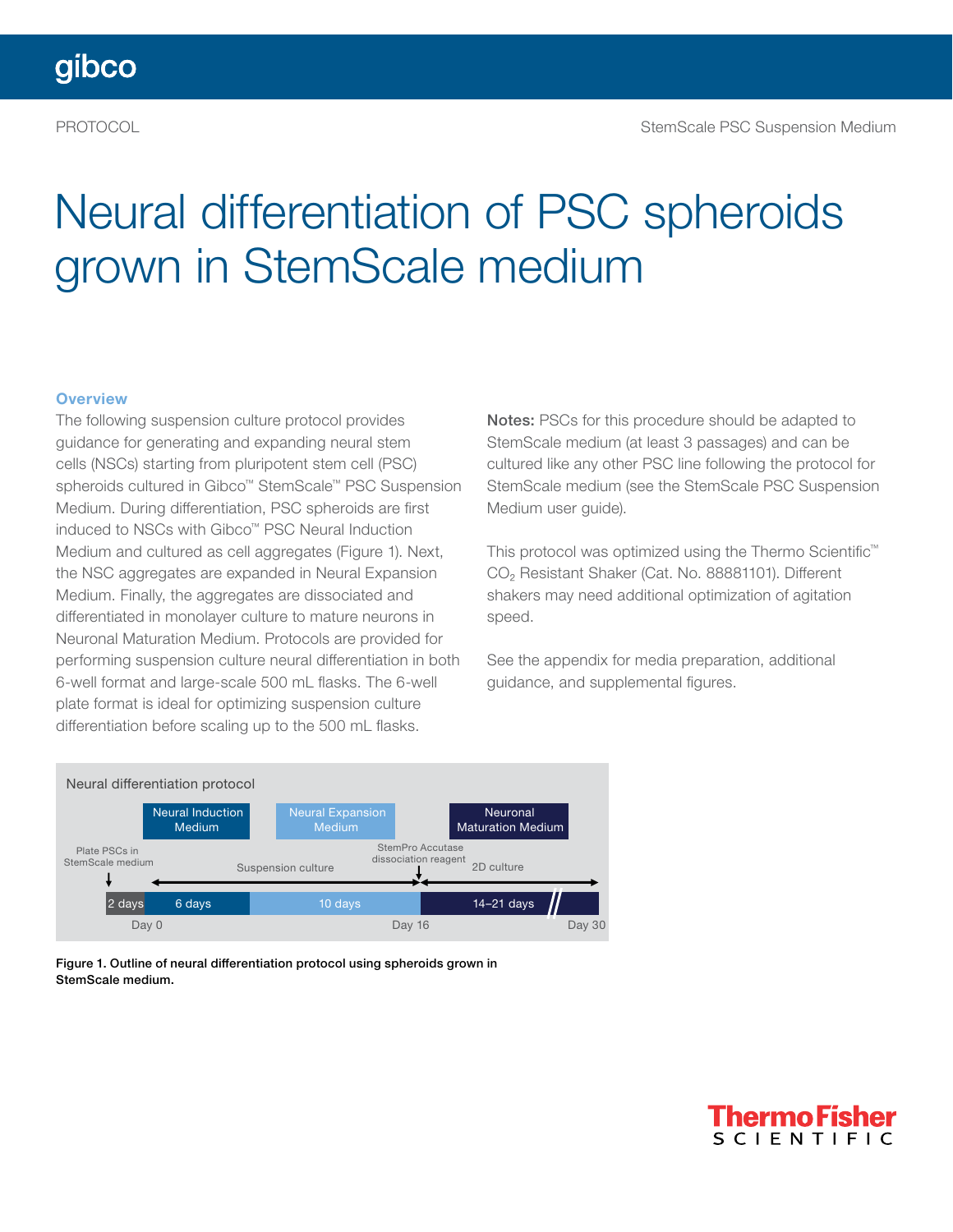PROTOCOL

StemScale PSC Suspension Medium

# Neural differentiation of PSC spheroids grown in StemScale medium

## Overview

The following suspension culture protocol provides guidance for generating and expanding neural stem cells (NSCs) starting from pluripotent stem cell (PSC) spheroids cultured in Gibco™ StemScale™ PSC Suspension Medium. During differentiation, PSC spheroids are first induced to NSCs with Gibco™ PSC Neural Induction Medium and cultured as cell aggregates (Figure 1). Next, the NSC aggregates are expanded in Neural Expansion Medium. Finally, the aggregates are dissociated and differentiated in monolayer culture to mature neurons in Neuronal Maturation Medium. Protocols are provided for performing suspension culture neural differentiation in both 6-well format and large-scale 500 mL flasks. The 6-well plate format is ideal for optimizing suspension culture differentiation before scaling up to the 500 mL flasks.

**Notes:** PSCs for this procedure should be adapted to StemScale medium (at least 3 passages) and can be cultured like any other PSC line following the protocol for StemScale medium (see the StemScale PSC Suspension Medium user guide).

This protocol was optimized using the Thermo Scientific™ $CO_2$ Resistant Shaker (Cat. No. 88881101). Different shakers may need additional optimization of agitation speed.

See the appendix for media preparation, additional guidance, and supplemental figures.

Neural differentiation protocol

| | Neural Induction Medium | Neural Expansion Medium | Neuronal Maturation Medium |
|---|---|---|---|
| Plate PSCs in StemScale medium | Suspension culture | | StemPro Accutase dissociation reagent → 2D culture |
| 2 days | 6 days | 10 days | 14–21 days |
| | Day 0 | Day 16 | Day 30 |

**Figure 1. Outline of neural differentiation protocol using spheroids grown in StemScale medium.**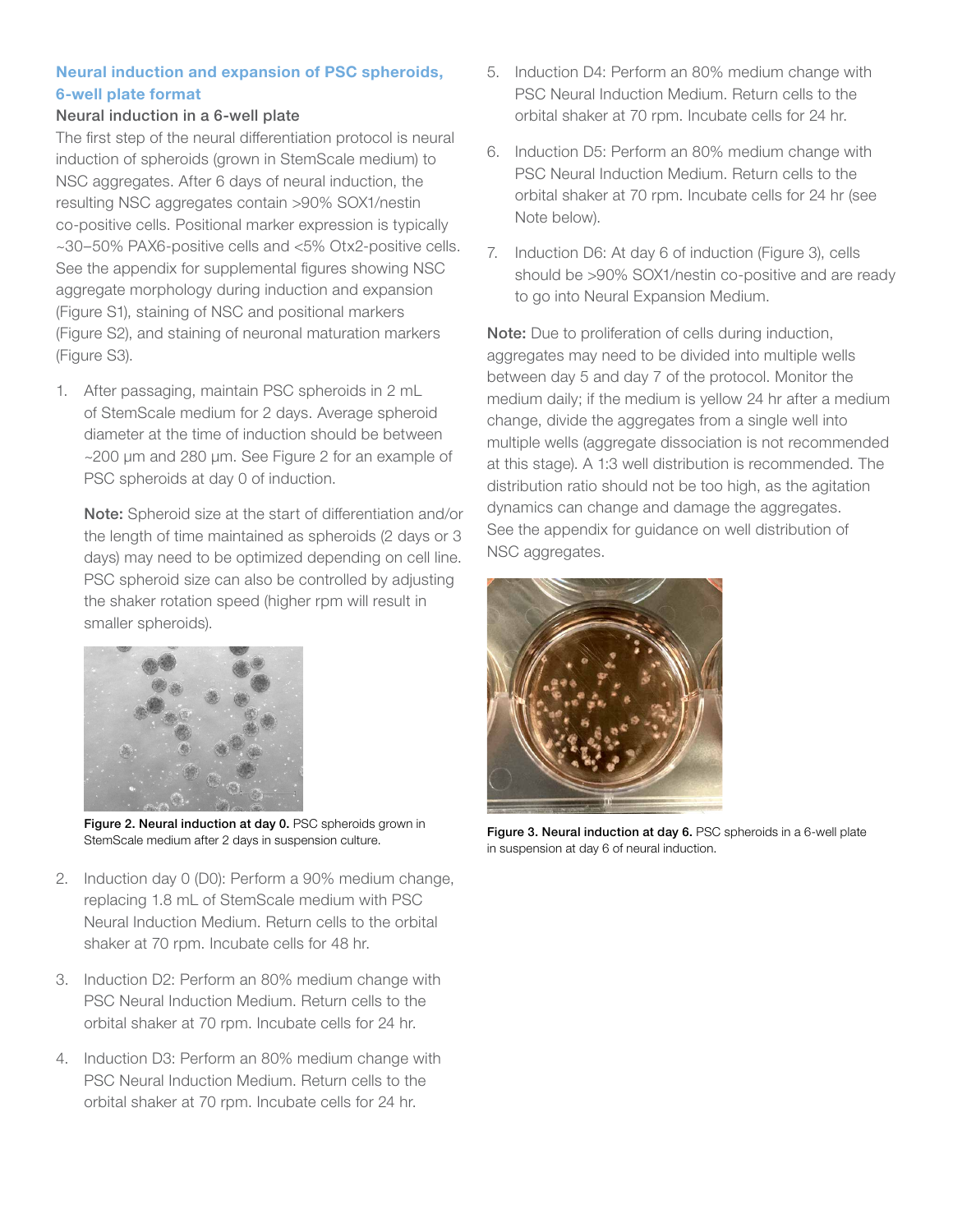## Neural induction and expansion of PSC spheroids, 6-well plate format

### Neural induction in a 6-well plate

The first step of the neural differentiation protocol is neural induction of spheroids (grown in StemScale medium) to NSC aggregates. After 6 days of neural induction, the resulting NSC aggregates contain >90% SOX1/nestin co-positive cells. Positional marker expression is typically ~30–50% PAX6-positive cells and <5% Otx2-positive cells. See the appendix for supplemental figures showing NSC aggregate morphology during induction and expansion (Figure S1), staining of NSC and positional markers (Figure S2), and staining of neuronal maturation markers (Figure S3).

1. After passaging, maintain PSC spheroids in 2 mL of StemScale medium for 2 days. Average spheroid diameter at the time of induction should be between ~200 µm and 280 µm. See Figure 2 for an example of PSC spheroids at day 0 of induction.

   **Note:** Spheroid size at the start of differentiation and/or the length of time maintained as spheroids (2 days or 3 days) may need to be optimized depending on cell line. PSC spheroid size can also be controlled by adjusting the shaker rotation speed (higher rpm will result in smaller spheroids).

**Figure 2. Neural induction at day 0.** PSC spheroids grown in StemScale medium after 2 days in suspension culture.

2. Induction day 0 (D0): Perform a 90% medium change, replacing 1.8 mL of StemScale medium with PSC Neural Induction Medium. Return cells to the orbital shaker at 70 rpm. Incubate cells for 48 hr.

3. Induction D2: Perform an 80% medium change with PSC Neural Induction Medium. Return cells to the orbital shaker at 70 rpm. Incubate cells for 24 hr.

4. Induction D3: Perform an 80% medium change with PSC Neural Induction Medium. Return cells to the orbital shaker at 70 rpm. Incubate cells for 24 hr.

5. Induction D4: Perform an 80% medium change with PSC Neural Induction Medium. Return cells to the orbital shaker at 70 rpm. Incubate cells for 24 hr.

6. Induction D5: Perform an 80% medium change with PSC Neural Induction Medium. Return cells to the orbital shaker at 70 rpm. Incubate cells for 24 hr (see Note below).

7. Induction D6: At day 6 of induction (Figure 3), cells should be >90% SOX1/nestin co-positive and are ready to go into Neural Expansion Medium.

**Note:** Due to proliferation of cells during induction, aggregates may need to be divided into multiple wells between day 5 and day 7 of the protocol. Monitor the medium daily; if the medium is yellow 24 hr after a medium change, divide the aggregates from a single well into multiple wells (aggregate dissociation is not recommended at this stage). A 1:3 well distribution is recommended. The distribution ratio should not be too high, as the agitation dynamics can change and damage the aggregates. See the appendix for guidance on well distribution of NSC aggregates.

**Figure 3. Neural induction at day 6.** PSC spheroids in a 6-well plate in suspension at day 6 of neural induction.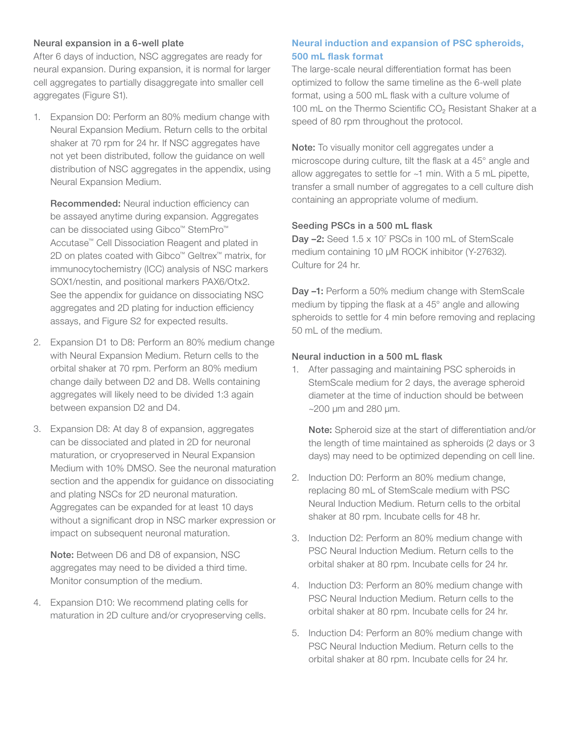### Neural expansion in a 6-well plate

After 6 days of induction, NSC aggregates are ready for neural expansion. During expansion, it is normal for larger cell aggregates to partially disaggregate into smaller cell aggregates (Figure S1).

1. Expansion D0: Perform an 80% medium change with Neural Expansion Medium. Return cells to the orbital shaker at 70 rpm for 24 hr. If NSC aggregates have not yet been distributed, follow the guidance on well distribution of NSC aggregates in the appendix, using Neural Expansion Medium.

   **Recommended:** Neural induction efficiency can be assayed anytime during expansion. Aggregates can be dissociated using Gibco™ StemPro™ Accutase™ Cell Dissociation Reagent and plated in 2D on plates coated with Gibco™ Geltrex™ matrix, for immunocytochemistry (ICC) analysis of NSC markers SOX1/nestin, and positional markers PAX6/Otx2. See the appendix for guidance on dissociating NSC aggregates and 2D plating for induction efficiency assays, and Figure S2 for expected results.

2. Expansion D1 to D8: Perform an 80% medium change with Neural Expansion Medium. Return cells to the orbital shaker at 70 rpm. Perform an 80% medium change daily between D2 and D8. Wells containing aggregates will likely need to be divided 1:3 again between expansion D2 and D4.

3. Expansion D8: At day 8 of expansion, aggregates can be dissociated and plated in 2D for neuronal maturation, or cryopreserved in Neural Expansion Medium with 10% DMSO. See the neuronal maturation section and the appendix for guidance on dissociating and plating NSCs for 2D neuronal maturation. Aggregates can be expanded for at least 10 days without a significant drop in NSC marker expression or impact on subsequent neuronal maturation.

   **Note:** Between D6 and D8 of expansion, NSC aggregates may need to be divided a third time. Monitor consumption of the medium.

4. Expansion D10: We recommend plating cells for maturation in 2D culture and/or cryopreserving cells.

## Neural induction and expansion of PSC spheroids, 500 mL flask format

The large-scale neural differentiation format has been optimized to follow the same timeline as the 6-well plate format, using a 500 mL flask with a culture volume of 100 mL on the Thermo Scientific $CO_2$ Resistant Shaker at a speed of 80 rpm throughout the protocol.

**Note:** To visually monitor cell aggregates under a microscope during culture, tilt the flask at a 45° angle and allow aggregates to settle for ~1 min. With a 5 mL pipette, transfer a small number of aggregates to a cell culture dish containing an appropriate volume of medium.

### Seeding PSCs in a 500 mL flask

**Day –2:** Seed $1.5 \times 10^7$ PSCs in 100 mL of StemScale medium containing 10 µM ROCK inhibitor (Y-27632). Culture for 24 hr.

**Day –1:** Perform a 50% medium change with StemScale medium by tipping the flask at a 45° angle and allowing spheroids to settle for 4 min before removing and replacing 50 mL of the medium.

### Neural induction in a 500 mL flask

1. After passaging and maintaining PSC spheroids in StemScale medium for 2 days, the average spheroid diameter at the time of induction should be between ~200 µm and 280 µm.

   **Note:** Spheroid size at the start of differentiation and/or the length of time maintained as spheroids (2 days or 3 days) may need to be optimized depending on cell line.

2. Induction D0: Perform an 80% medium change, replacing 80 mL of StemScale medium with PSC Neural Induction Medium. Return cells to the orbital shaker at 80 rpm. Incubate cells for 48 hr.

3. Induction D2: Perform an 80% medium change with PSC Neural Induction Medium. Return cells to the orbital shaker at 80 rpm. Incubate cells for 24 hr.

4. Induction D3: Perform an 80% medium change with PSC Neural Induction Medium. Return cells to the orbital shaker at 80 rpm. Incubate cells for 24 hr.

5. Induction D4: Perform an 80% medium change with PSC Neural Induction Medium. Return cells to the orbital shaker at 80 rpm. Incubate cells for 24 hr.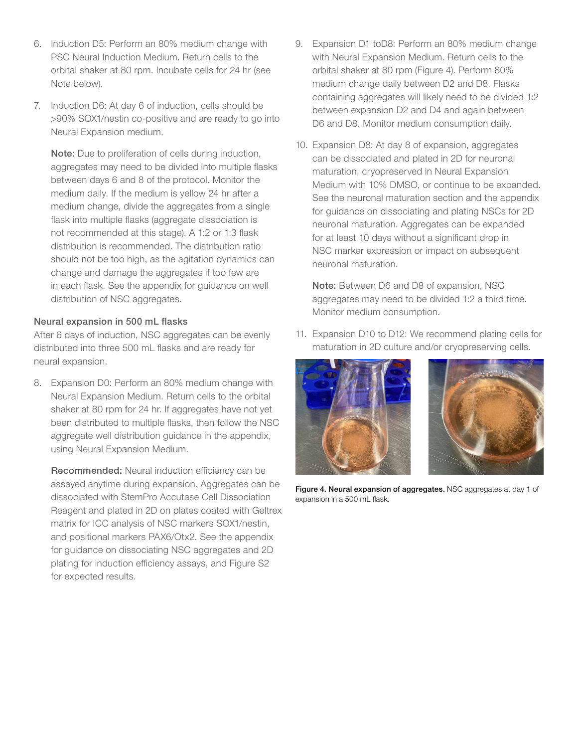6. Induction D5: Perform an 80% medium change with PSC Neural Induction Medium. Return cells to the orbital shaker at 80 rpm. Incubate cells for 24 hr (see Note below).

7. Induction D6: At day 6 of induction, cells should be >90% SOX1/nestin co-positive and are ready to go into Neural Expansion medium.

   **Note:** Due to proliferation of cells during induction, aggregates may need to be divided into multiple flasks between days 6 and 8 of the protocol. Monitor the medium daily. If the medium is yellow 24 hr after a medium change, divide the aggregates from a single flask into multiple flasks (aggregate dissociation is not recommended at this stage). A 1:2 or 1:3 flask distribution is recommended. The distribution ratio should not be too high, as the agitation dynamics can change and damage the aggregates if too few are in each flask. See the appendix for guidance on well distribution of NSC aggregates.

### Neural expansion in 500 mL flasks

After 6 days of induction, NSC aggregates can be evenly distributed into three 500 mL flasks and are ready for neural expansion.

8. Expansion D0: Perform an 80% medium change with Neural Expansion Medium. Return cells to the orbital shaker at 80 rpm for 24 hr. If aggregates have not yet been distributed to multiple flasks, then follow the NSC aggregate well distribution guidance in the appendix, using Neural Expansion Medium.

   **Recommended:** Neural induction efficiency can be assayed anytime during expansion. Aggregates can be dissociated with StemPro Accutase Cell Dissociation Reagent and plated in 2D on plates coated with Geltrex matrix for ICC analysis of NSC markers SOX1/nestin, and positional markers PAX6/Otx2. See the appendix for guidance on dissociating NSC aggregates and 2D plating for induction efficiency assays, and Figure S2 for expected results.

9. Expansion D1 toD8: Perform an 80% medium change with Neural Expansion Medium. Return cells to the orbital shaker at 80 rpm (Figure 4). Perform 80% medium change daily between D2 and D8. Flasks containing aggregates will likely need to be divided 1:2 between expansion D2 and D4 and again between D6 and D8. Monitor medium consumption daily.

10. Expansion D8: At day 8 of expansion, aggregates can be dissociated and plated in 2D for neuronal maturation, cryopreserved in Neural Expansion Medium with 10% DMSO, or continue to be expanded. See the neuronal maturation section and the appendix for guidance on dissociating and plating NSCs for 2D neuronal maturation. Aggregates can be expanded for at least 10 days without a significant drop in NSC marker expression or impact on subsequent neuronal maturation.

    **Note:** Between D6 and D8 of expansion, NSC aggregates may need to be divided 1:2 a third time. Monitor medium consumption.

11. Expansion D10 to D12: We recommend plating cells for maturation in 2D culture and/or cryopreserving cells.

**Figure 4. Neural expansion of aggregates.** NSC aggregates at day 1 of expansion in a 500 mL flask.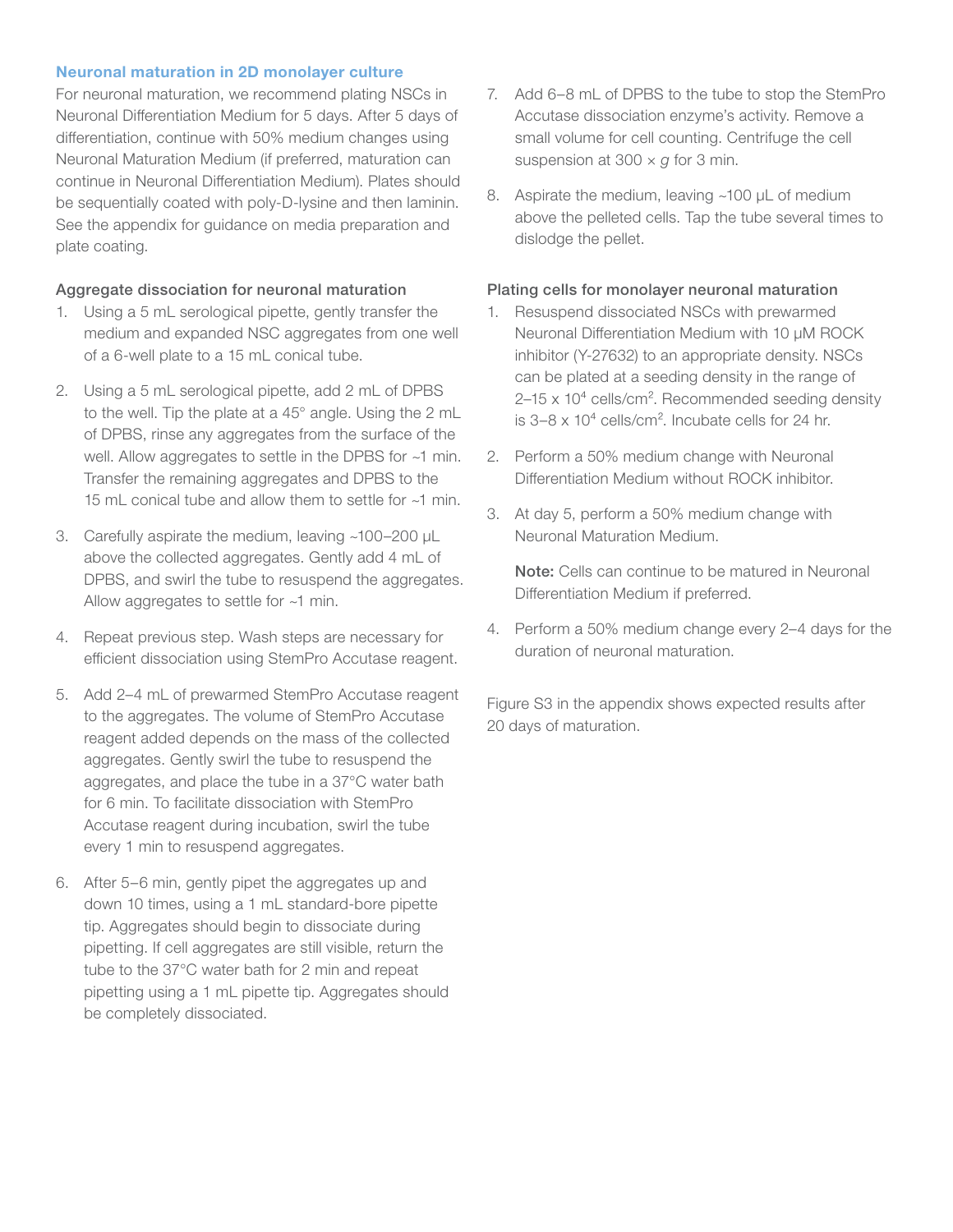## Neuronal maturation in 2D monolayer culture

For neuronal maturation, we recommend plating NSCs in Neuronal Differentiation Medium for 5 days. After 5 days of differentiation, continue with 50% medium changes using Neuronal Maturation Medium (if preferred, maturation can continue in Neuronal Differentiation Medium). Plates should be sequentially coated with poly-D-lysine and then laminin. See the appendix for guidance on media preparation and plate coating.

### Aggregate dissociation for neuronal maturation

1. Using a 5 mL serological pipette, gently transfer the medium and expanded NSC aggregates from one well of a 6-well plate to a 15 mL conical tube.
2. Using a 5 mL serological pipette, add 2 mL of DPBS to the well. Tip the plate at a 45° angle. Using the 2 mL of DPBS, rinse any aggregates from the surface of the well. Allow aggregates to settle in the DPBS for ~1 min. Transfer the remaining aggregates and DPBS to the 15 mL conical tube and allow them to settle for ~1 min.
3. Carefully aspirate the medium, leaving ~100–200 µL above the collected aggregates. Gently add 4 mL of DPBS, and swirl the tube to resuspend the aggregates. Allow aggregates to settle for ~1 min.
4. Repeat previous step. Wash steps are necessary for efficient dissociation using StemPro Accutase reagent.
5. Add 2–4 mL of prewarmed StemPro Accutase reagent to the aggregates. The volume of StemPro Accutase reagent added depends on the mass of the collected aggregates. Gently swirl the tube to resuspend the aggregates, and place the tube in a 37°C water bath for 6 min. To facilitate dissociation with StemPro Accutase reagent during incubation, swirl the tube every 1 min to resuspend aggregates.
6. After 5–6 min, gently pipet the aggregates up and down 10 times, using a 1 mL standard-bore pipette tip. Aggregates should begin to dissociate during pipetting. If cell aggregates are still visible, return the tube to the 37°C water bath for 2 min and repeat pipetting using a 1 mL pipette tip. Aggregates should be completely dissociated.
7. Add 6–8 mL of DPBS to the tube to stop the StemPro Accutase dissociation enzyme's activity. Remove a small volume for cell counting. Centrifuge the cell suspension at 300 × *g* for 3 min.
8. Aspirate the medium, leaving ~100 µL of medium above the pelleted cells. Tap the tube several times to dislodge the pellet.

### Plating cells for monolayer neuronal maturation

1. Resuspend dissociated NSCs with prewarmed Neuronal Differentiation Medium with 10 µM ROCK inhibitor (Y-27632) to an appropriate density. NSCs can be plated at a seeding density in the range of $2–15 \times 10^4$ cells/cm$^2$. Recommended seeding density is $3–8 \times 10^4$ cells/cm$^2$. Incubate cells for 24 hr.
2. Perform a 50% medium change with Neuronal Differentiation Medium without ROCK inhibitor.
3. At day 5, perform a 50% medium change with Neuronal Maturation Medium.

   **Note:** Cells can continue to be matured in Neuronal Differentiation Medium if preferred.
4. Perform a 50% medium change every 2–4 days for the duration of neuronal maturation.

Figure S3 in the appendix shows expected results after 20 days of maturation.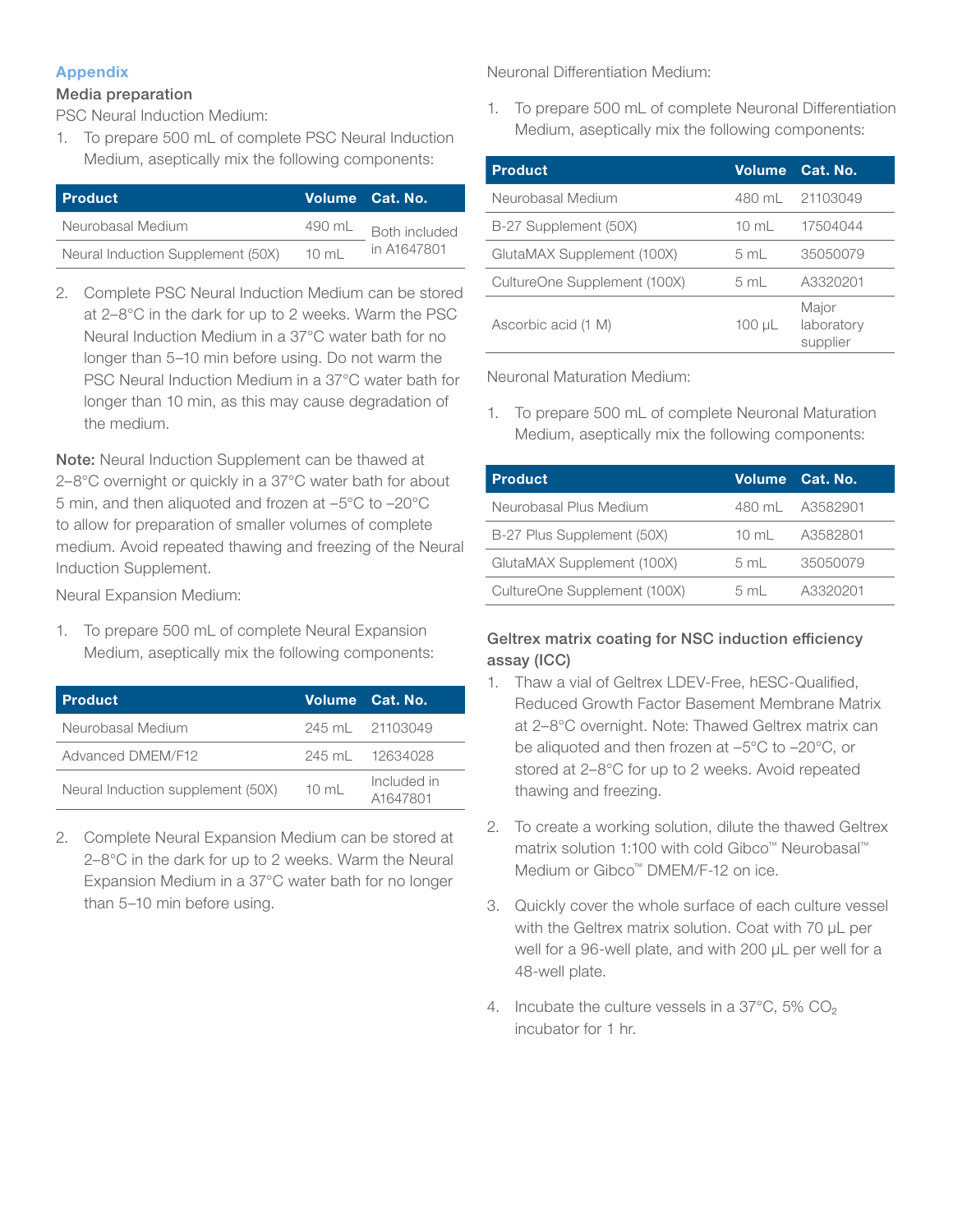## Appendix

### Media preparation

PSC Neural Induction Medium:

1. To prepare 500 mL of complete PSC Neural Induction Medium, aseptically mix the following components:

| Product | Volume | Cat. No. |
|---|---|---|
| Neurobasal Medium | 490 mL | Both included in A1647801 |
| Neural Induction Supplement (50X) | 10 mL | |

2. Complete PSC Neural Induction Medium can be stored at 2–8°C in the dark for up to 2 weeks. Warm the PSC Neural Induction Medium in a 37°C water bath for no longer than 5–10 min before using. Do not warm the PSC Neural Induction Medium in a 37°C water bath for longer than 10 min, as this may cause degradation of the medium.

**Note:** Neural Induction Supplement can be thawed at 2–8°C overnight or quickly in a 37°C water bath for about 5 min, and then aliquoted and frozen at –5°C to –20°C to allow for preparation of smaller volumes of complete medium. Avoid repeated thawing and freezing of the Neural Induction Supplement.

Neural Expansion Medium:

1. To prepare 500 mL of complete Neural Expansion Medium, aseptically mix the following components:

| Product | Volume | Cat. No. |
|---|---|---|
| Neurobasal Medium | 245 mL | 21103049 |
| Advanced DMEM/F12 | 245 mL | 12634028 |
| Neural Induction supplement (50X) | 10 mL | Included in A1647801 |

2. Complete Neural Expansion Medium can be stored at 2–8°C in the dark for up to 2 weeks. Warm the Neural Expansion Medium in a 37°C water bath for no longer than 5–10 min before using.

Neuronal Differentiation Medium:

1. To prepare 500 mL of complete Neuronal Differentiation Medium, aseptically mix the following components:

| Product | Volume | Cat. No. |
|---|---|---|
| Neurobasal Medium | 480 mL | 21103049 |
| B-27 Supplement (50X) | 10 mL | 17504044 |
| GlutaMAX Supplement (100X) | 5 mL | 35050079 |
| CultureOne Supplement (100X) | 5 mL | A3320201 |
| Ascorbic acid (1 M) | 100 µL | Major laboratory supplier |

Neuronal Maturation Medium:

1. To prepare 500 mL of complete Neuronal Maturation Medium, aseptically mix the following components:

| Product | Volume | Cat. No. |
|---|---|---|
| Neurobasal Plus Medium | 480 mL | A3582901 |
| B-27 Plus Supplement (50X) | 10 mL | A3582801 |
| GlutaMAX Supplement (100X) | 5 mL | 35050079 |
| CultureOne Supplement (100X) | 5 mL | A3320201 |

### Geltrex matrix coating for NSC induction efficiency assay (ICC)

1. Thaw a vial of Geltrex LDEV-Free, hESC-Qualified, Reduced Growth Factor Basement Membrane Matrix at 2–8°C overnight. Note: Thawed Geltrex matrix can be aliquoted and then frozen at –5°C to –20°C, or stored at 2–8°C for up to 2 weeks. Avoid repeated thawing and freezing.

2. To create a working solution, dilute the thawed Geltrex matrix solution 1:100 with cold Gibco™ Neurobasal™ Medium or Gibco™ DMEM/F-12 on ice.

3. Quickly cover the whole surface of each culture vessel with the Geltrex matrix solution. Coat with 70 µL per well for a 96-well plate, and with 200 µL per well for a 48-well plate.

4. Incubate the culture vessels in a 37°C, 5% $CO_2$ incubator for 1 hr.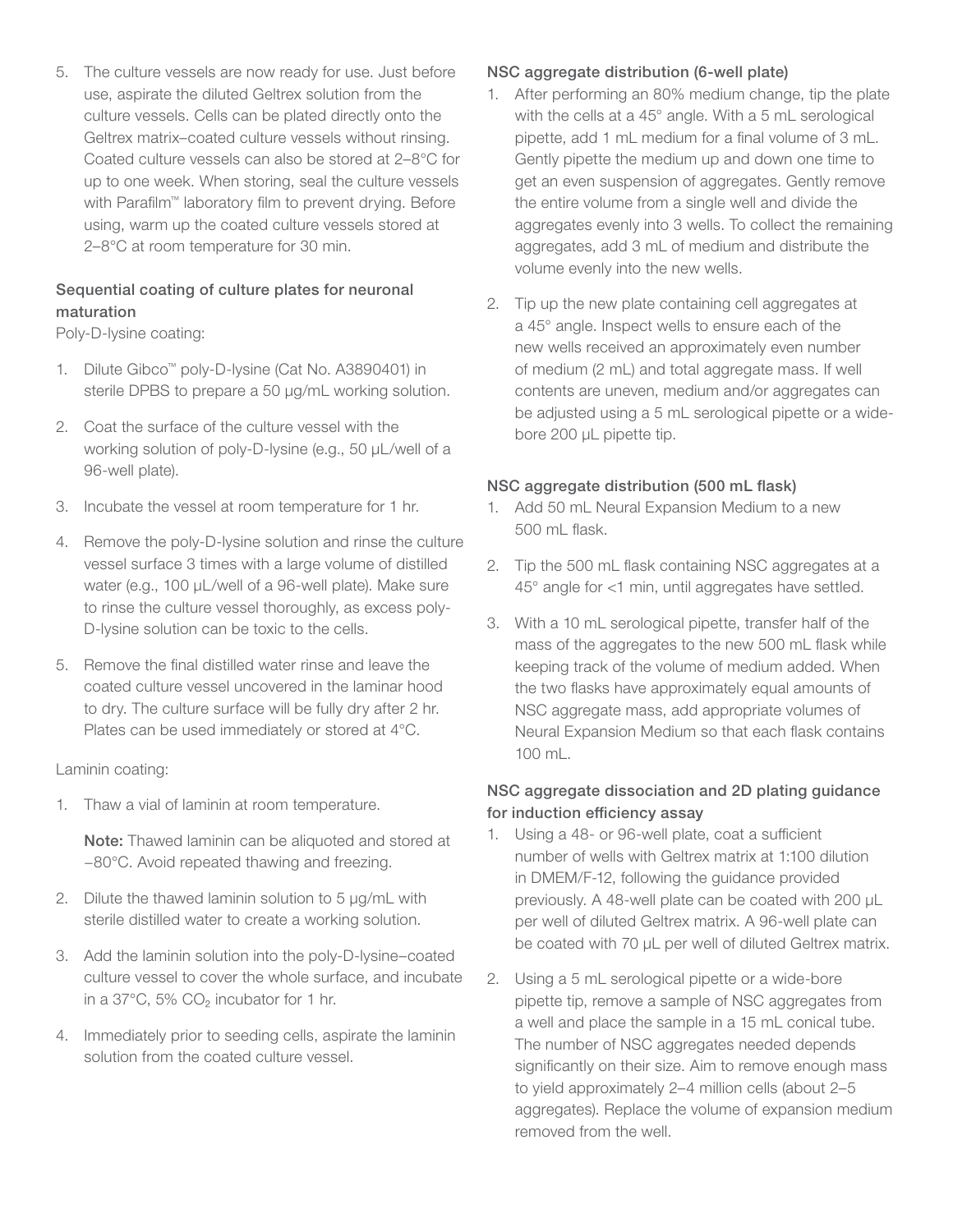5. The culture vessels are now ready for use. Just before use, aspirate the diluted Geltrex solution from the culture vessels. Cells can be plated directly onto the Geltrex matrix–coated culture vessels without rinsing. Coated culture vessels can also be stored at 2–8°C for up to one week. When storing, seal the culture vessels with Parafilm™ laboratory film to prevent drying. Before using, warm up the coated culture vessels stored at 2–8°C at room temperature for 30 min.

### Sequential coating of culture plates for neuronal maturation

Poly-D-lysine coating:

1. Dilute Gibco™ poly-D-lysine (Cat No. A3890401) in sterile DPBS to prepare a 50 µg/mL working solution.
2. Coat the surface of the culture vessel with the working solution of poly-D-lysine (e.g., 50 µL/well of a 96-well plate).
3. Incubate the vessel at room temperature for 1 hr.
4. Remove the poly-D-lysine solution and rinse the culture vessel surface 3 times with a large volume of distilled water (e.g., 100 µL/well of a 96-well plate). Make sure to rinse the culture vessel thoroughly, as excess poly-D-lysine solution can be toxic to the cells.
5. Remove the final distilled water rinse and leave the coated culture vessel uncovered in the laminar hood to dry. The culture surface will be fully dry after 2 hr. Plates can be used immediately or stored at 4°C.

Laminin coating:

1. Thaw a vial of laminin at room temperature.

   **Note:** Thawed laminin can be aliquoted and stored at –80°C. Avoid repeated thawing and freezing.

2. Dilute the thawed laminin solution to 5 µg/mL with sterile distilled water to create a working solution.
3. Add the laminin solution into the poly-D-lysine–coated culture vessel to cover the whole surface, and incubate in a 37°C, 5% $CO_2$ incubator for 1 hr.
4. Immediately prior to seeding cells, aspirate the laminin solution from the coated culture vessel.

### NSC aggregate distribution (6-well plate)

1. After performing an 80% medium change, tip the plate with the cells at a 45° angle. With a 5 mL serological pipette, add 1 mL medium for a final volume of 3 mL. Gently pipette the medium up and down one time to get an even suspension of aggregates. Gently remove the entire volume from a single well and divide the aggregates evenly into 3 wells. To collect the remaining aggregates, add 3 mL of medium and distribute the volume evenly into the new wells.
2. Tip up the new plate containing cell aggregates at a 45° angle. Inspect wells to ensure each of the new wells received an approximately even number of medium (2 mL) and total aggregate mass. If well contents are uneven, medium and/or aggregates can be adjusted using a 5 mL serological pipette or a wide-bore 200 µL pipette tip.

### NSC aggregate distribution (500 mL flask)

1. Add 50 mL Neural Expansion Medium to a new 500 mL flask.
2. Tip the 500 mL flask containing NSC aggregates at a 45° angle for <1 min, until aggregates have settled.
3. With a 10 mL serological pipette, transfer half of the mass of the aggregates to the new 500 mL flask while keeping track of the volume of medium added. When the two flasks have approximately equal amounts of NSC aggregate mass, add appropriate volumes of Neural Expansion Medium so that each flask contains 100 mL.

### NSC aggregate dissociation and 2D plating guidance for induction efficiency assay

1. Using a 48- or 96-well plate, coat a sufficient number of wells with Geltrex matrix at 1:100 dilution in DMEM/F-12, following the guidance provided previously. A 48-well plate can be coated with 200 µL per well of diluted Geltrex matrix. A 96-well plate can be coated with 70 µL per well of diluted Geltrex matrix.
2. Using a 5 mL serological pipette or a wide-bore pipette tip, remove a sample of NSC aggregates from a well and place the sample in a 15 mL conical tube. The number of NSC aggregates needed depends significantly on their size. Aim to remove enough mass to yield approximately 2–4 million cells (about 2–5 aggregates). Replace the volume of expansion medium removed from the well.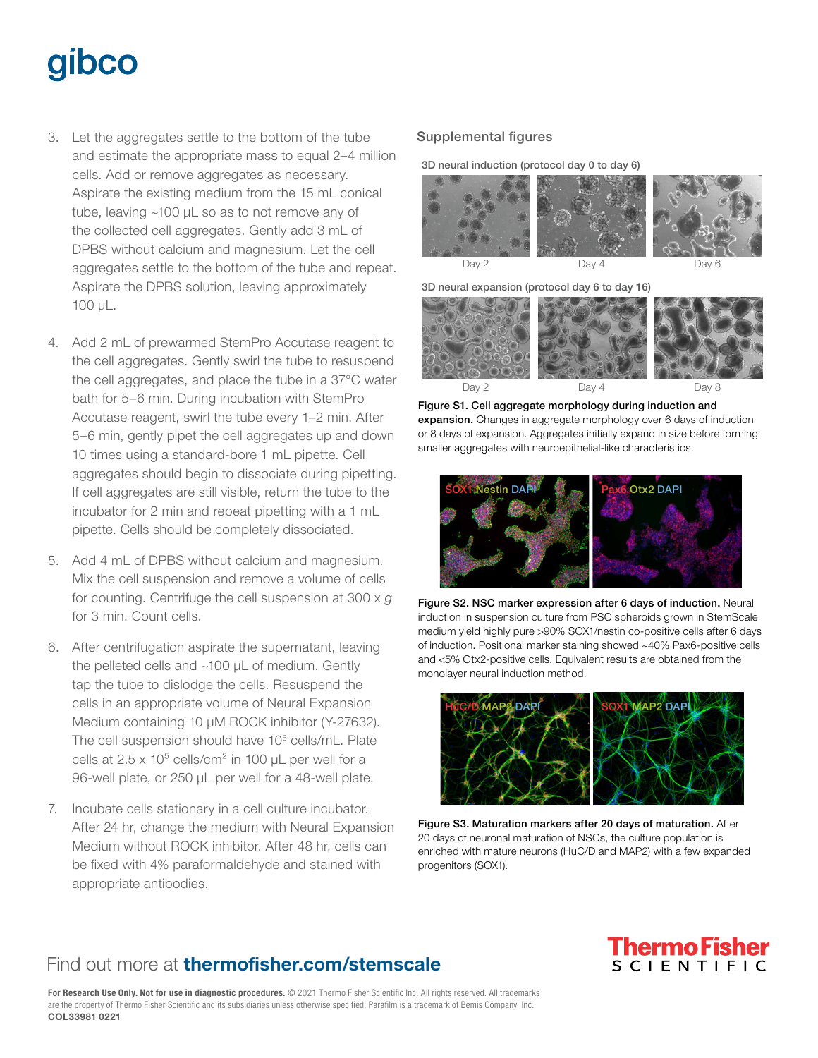3. Let the aggregates settle to the bottom of the tube and estimate the appropriate mass to equal 2–4 million cells. Add or remove aggregates as necessary. Aspirate the existing medium from the 15 mL conical tube, leaving ~100 µL so as to not remove any of the collected cell aggregates. Gently add 3 mL of DPBS without calcium and magnesium. Let the cell aggregates settle to the bottom of the tube and repeat. Aspirate the DPBS solution, leaving approximately 100 µL.

4. Add 2 mL of prewarmed StemPro Accutase reagent to the cell aggregates. Gently swirl the tube to resuspend the cell aggregates, and place the tube in a 37°C water bath for 5–6 min. During incubation with StemPro Accutase reagent, swirl the tube every 1–2 min. After 5–6 min, gently pipet the cell aggregates up and down 10 times using a standard-bore 1 mL pipette. Cell aggregates should begin to dissociate during pipetting. If cell aggregates are still visible, return the tube to the incubator for 2 min and repeat pipetting with a 1 mL pipette. Cells should be completely dissociated.

5. Add 4 mL of DPBS without calcium and magnesium. Mix the cell suspension and remove a volume of cells for counting. Centrifuge the cell suspension at 300 x *g* for 3 min. Count cells.

6. After centrifugation aspirate the supernatant, leaving the pelleted cells and ~100 µL of medium. Gently tap the tube to dislodge the cells. Resuspend the cells in an appropriate volume of Neural Expansion Medium containing 10 µM ROCK inhibitor (Y-27632). The cell suspension should have $10^6$ cells/mL. Plate cells at $2.5 \times 10^5$ cells/cm$^2$ in 100 µL per well for a 96-well plate, or 250 µL per well for a 48-well plate.

7. Incubate cells stationary in a cell culture incubator. After 24 hr, change the medium with Neural Expansion Medium without ROCK inhibitor. After 48 hr, cells can be fixed with 4% paraformaldehyde and stained with appropriate antibodies.

## Supplemental figures

3D neural induction (protocol day 0 to day 6)

Day 2 Day 4 Day 6

3D neural expansion (protocol day 6 to day 16)

Day 2 Day 4 Day 8

**Figure S1. Cell aggregate morphology during induction and expansion.** Changes in aggregate morphology over 6 days of induction or 8 days of expansion. Aggregates initially expand in size before forming smaller aggregates with neuroepithelial-like characteristics.

SOX1 Nestin DAPI

Pax6 Otx2 DAPI

**Figure S2. NSC marker expression after 6 days of induction.** Neural induction in suspension culture from PSC spheroids grown in StemScale medium yield highly pure >90% SOX1/nestin co-positive cells after 6 days of induction. Positional marker staining showed ~40% Pax6-positive cells and <5% Otx2-positive cells. Equivalent results are obtained from the monolayer neural induction method.

HuC/D MAP2 DAPI

SOX1 MAP2 DAPI

**Figure S3. Maturation markers after 20 days of maturation.** After 20 days of neuronal maturation of NSCs, the culture population is enriched with mature neurons (HuC/D and MAP2) with a few expanded progenitors (SOX1).

Find out more at **thermofisher.com/stemscale**

**For Research Use Only. Not for use in diagnostic procedures.** © 2021 Thermo Fisher Scientific Inc. All rights reserved. All trademarks are the property of Thermo Fisher Scientific and its subsidiaries unless otherwise specified. Parafilm is a trademark of Bemis Company, Inc.
**COL33981 0221**